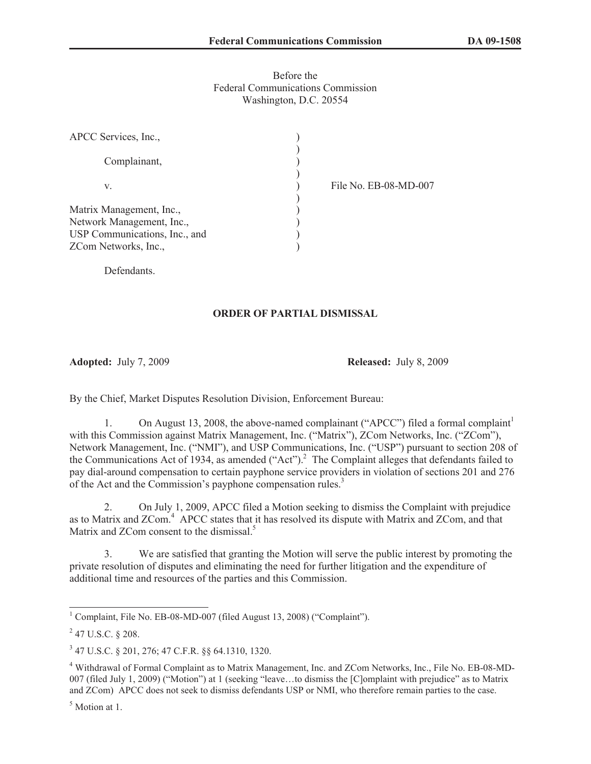Before the
Federal Communications Commission
Washington, D.C. 20554

| | | |
|---|---|---|
| APCC Services, Inc., | ) | |
| | ) | |
| Complainant, | ) | |
| | ) | |
| v. | ) | File No. EB-08-MD-007 |
| | ) | |
| Matrix Management, Inc., | ) | |
| Network Management, Inc., | ) | |
| USP Communications, Inc., and | ) | |
| ZCom Networks, Inc., | ) | |
| | | |
| Defendants. | | |

## ORDER OF PARTIAL DISMISSAL

**Adopted:** July 7, 2009 **Released:** July 8, 2009

By the Chief, Market Disputes Resolution Division, Enforcement Bureau:

1. On August 13, 2008, the above-named complainant ("APCC") filed a formal complaint[1] with this Commission against Matrix Management, Inc. ("Matrix"), ZCom Networks, Inc. ("ZCom"), Network Management, Inc. ("NMI"), and USP Communications, Inc. ("USP") pursuant to section 208 of the Communications Act of 1934, as amended ("Act").[2] The Complaint alleges that defendants failed to pay dial-around compensation to certain payphone service providers in violation of sections 201 and 276 of the Act and the Commission's payphone compensation rules.[3]

2. On July 1, 2009, APCC filed a Motion seeking to dismiss the Complaint with prejudice as to Matrix and ZCom.[4] APCC states that it has resolved its dispute with Matrix and ZCom, and that Matrix and ZCom consent to the dismissal.[5]

3. We are satisfied that granting the Motion will serve the public interest by promoting the private resolution of disputes and eliminating the need for further litigation and the expenditure of additional time and resources of the parties and this Commission.

---

[1] Complaint, File No. EB-08-MD-007 (filed August 13, 2008) ("Complaint").

[2] 47 U.S.C. § 208.

[3] 47 U.S.C. § 201, 276; 47 C.F.R. §§ 64.1310, 1320.

[4] Withdrawal of Formal Complaint as to Matrix Management, Inc. and ZCom Networks, Inc., File No. EB-08-MD-007 (filed July 1, 2009) ("Motion") at 1 (seeking "leave…to dismiss the [C]omplaint with prejudice" as to Matrix and ZCom) APCC does not seek to dismiss defendants USP or NMI, who therefore remain parties to the case.

[5] Motion at 1.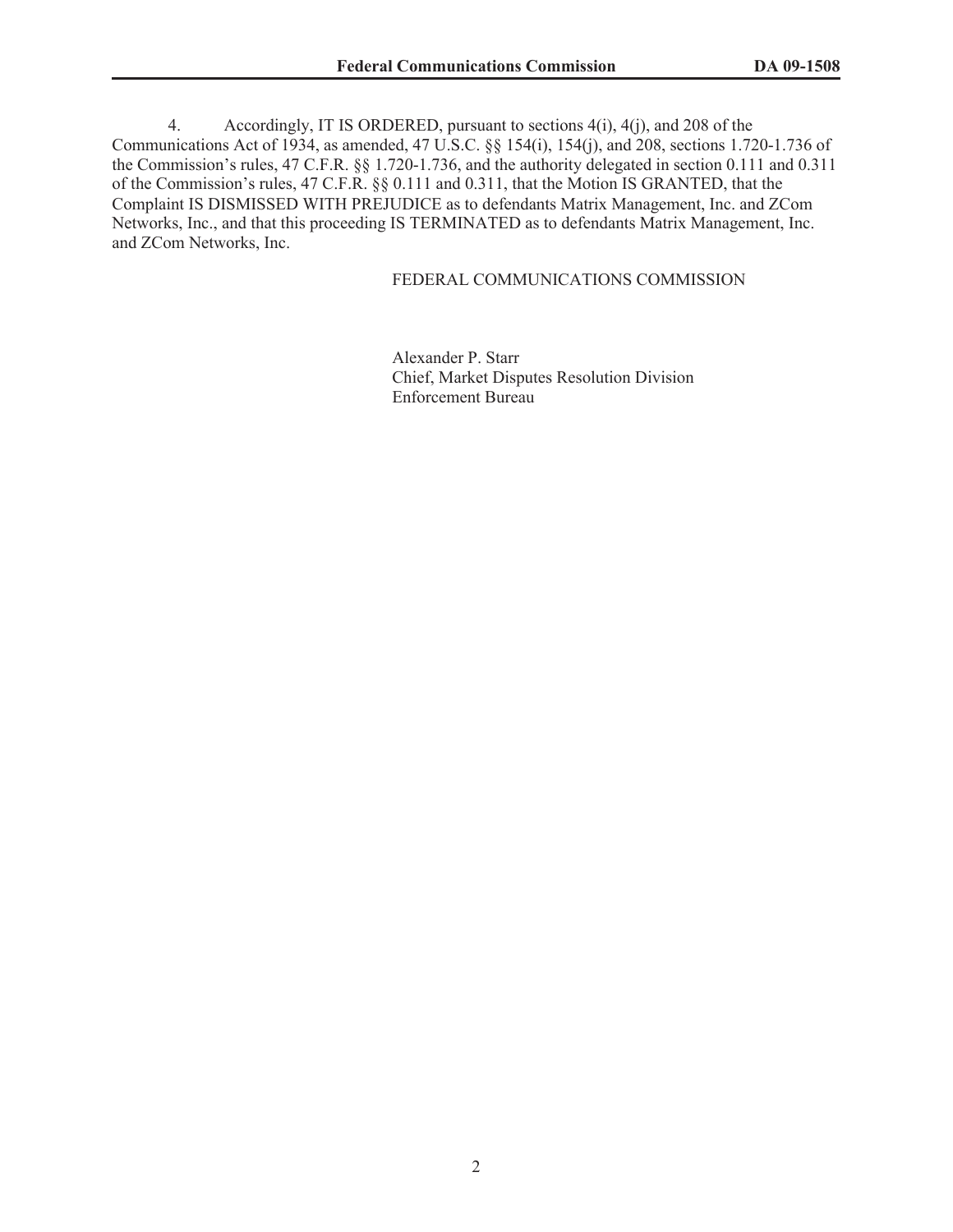4. Accordingly, IT IS ORDERED, pursuant to sections 4(i), 4(j), and 208 of the Communications Act of 1934, as amended, 47 U.S.C. §§ 154(i), 154(j), and 208, sections 1.720-1.736 of the Commission's rules, 47 C.F.R. §§ 1.720-1.736, and the authority delegated in section 0.111 and 0.311 of the Commission's rules, 47 C.F.R. §§ 0.111 and 0.311, that the Motion IS GRANTED, that the Complaint IS DISMISSED WITH PREJUDICE as to defendants Matrix Management, Inc. and ZCom Networks, Inc., and that this proceeding IS TERMINATED as to defendants Matrix Management, Inc. and ZCom Networks, Inc.

FEDERAL COMMUNICATIONS COMMISSION

Alexander P. Starr
Chief, Market Disputes Resolution Division
Enforcement Bureau